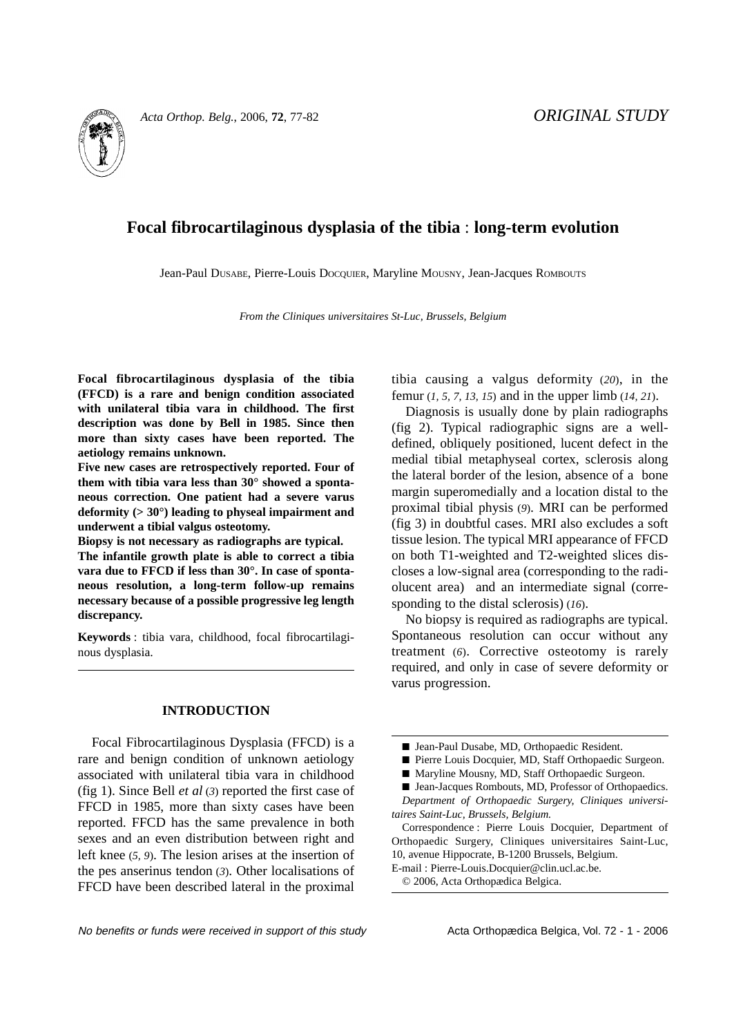ORIGINAL STUDY

# Focal fibrocartilaginous dysplasia of the tibia : long-term evolution

Jean-Paul DUSABE, Pierre-Louis DOCQUIER, Maryline MOUSNY, Jean-Jacques ROMBOUTS

*From the Cliniques universitaires St-Luc, Brussels, Belgium*

**Focal fibrocartilaginous dysplasia of the tibia (FFCD) is a rare and benign condition associated with unilateral tibia vara in childhood. The first description was done by Bell in 1985. Since then more than sixty cases have been reported. The aetiology remains unknown.**

**Five new cases are retrospectively reported. Four of them with tibia vara less than 30° showed a spontaneous correction. One patient had a severe varus deformity (> 30°) leading to physeal impairment and underwent a tibial valgus osteotomy.**

**Biopsy is not necessary as radiographs are typical.**

**The infantile growth plate is able to correct a tibia vara due to FFCD if less than 30°. In case of spontaneous resolution, a long-term follow-up remains necessary because of a possible progressive leg length discrepancy.**

**Keywords** : tibia vara, childhood, focal fibrocartilaginous dysplasia.

## INTRODUCTION

Focal Fibrocartilaginous Dysplasia (FFCD) is a rare and benign condition of unknown aetiology associated with unilateral tibia vara in childhood (fig 1). Since Bell *et al* (*3*) reported the first case of FFCD in 1985, more than sixty cases have been reported. FFCD has the same prevalence in both sexes and an even distribution between right and left knee (*5, 9*). The lesion arises at the insertion of the pes anserinus tendon (*3*). Other localisations of FFCD have been described lateral in the proximal tibia causing a valgus deformity (*20*), in the femur (*1, 5, 7, 13, 15*) and in the upper limb (*14, 21*).

Diagnosis is usually done by plain radiographs (fig 2). Typical radiographic signs are a well-defined, obliquely positioned, lucent defect in the medial tibial metaphyseal cortex, sclerosis along the lateral border of the lesion, absence of a bone margin superomedially and a location distal to the proximal tibial physis (*9*). MRI can be performed (fig 3) in doubtful cases. MRI also excludes a soft tissue lesion. The typical MRI appearance of FFCD on both T1-weighted and T2-weighted slices discloses a low-signal area (corresponding to the radiolucent area) and an intermediate signal (corresponding to the distal sclerosis) (*16*).

No biopsy is required as radiographs are typical. Spontaneous resolution can occur without any treatment (*6*). Corrective osteotomy is rarely required, and only in case of severe deformity or varus progression.

- Jean-Paul Dusabe, MD, Orthopaedic Resident.
- Pierre Louis Docquier, MD, Staff Orthopaedic Surgeon.
- Maryline Mousny, MD, Staff Orthopaedic Surgeon.
- Jean-Jacques Rombouts, MD, Professor of Orthopaedics.

*Department of Orthopaedic Surgery, Cliniques universitaires Saint-Luc, Brussels, Belgium.*

Correspondence : Pierre Louis Docquier, Department of Orthopaedic Surgery, Cliniques universitaires Saint-Luc, 10, avenue Hippocrate, B-1200 Brussels, Belgium.

E-mail : Pierre-Louis.Docquier@clin.ucl.ac.be.

© 2006, Acta Orthopædica Belgica.

*No benefits or funds were received in support of this study*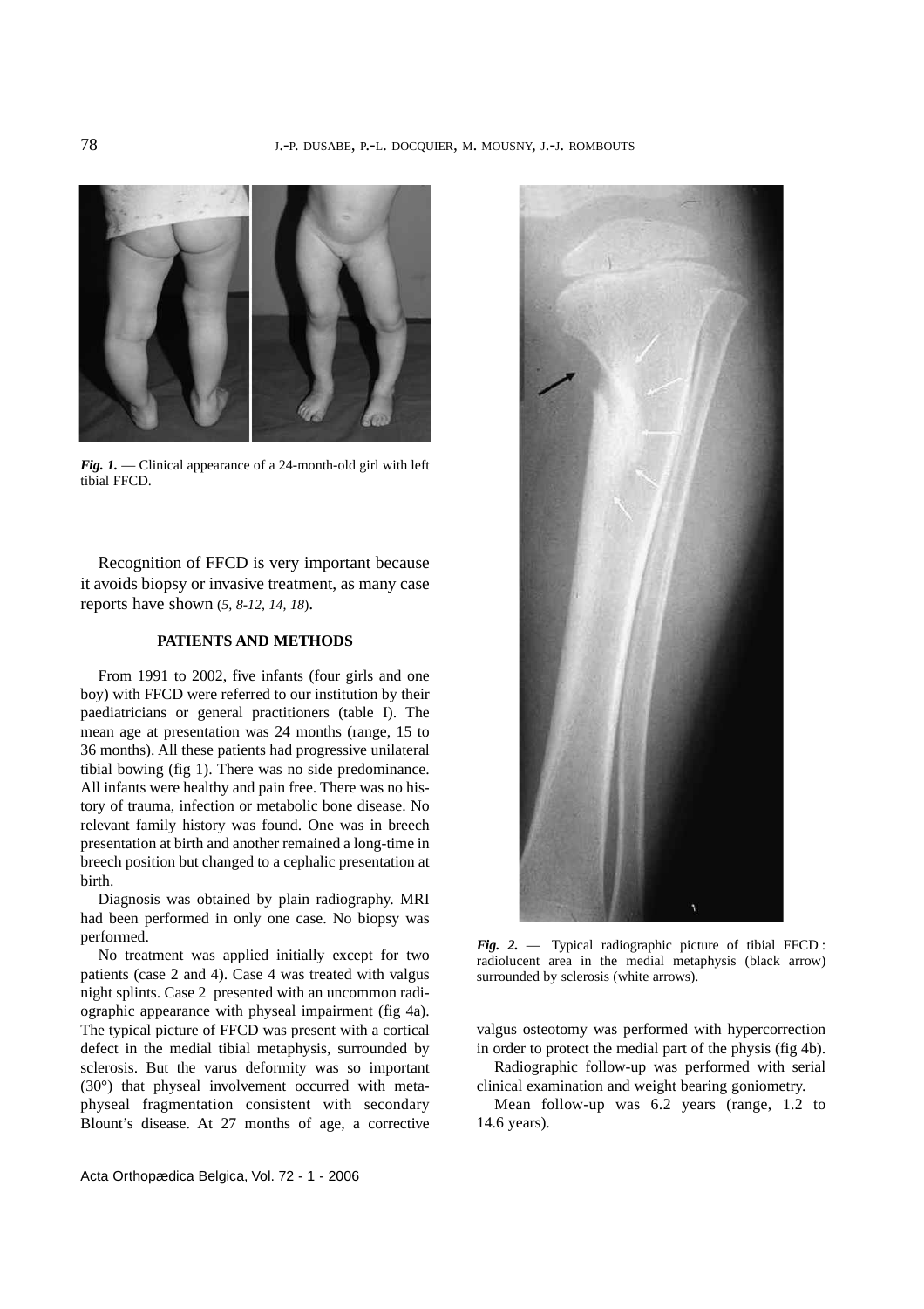*Fig. 1.* — Clinical appearance of a 24-month-old girl with left tibial FFCD.

Recognition of FFCD is very important because it avoids biopsy or invasive treatment, as many case reports have shown (*5, 8-12, 14, 18*).

## PATIENTS AND METHODS

From 1991 to 2002, five infants (four girls and one boy) with FFCD were referred to our institution by their paediatricians or general practitioners (table I). The mean age at presentation was 24 months (range, 15 to 36 months). All these patients had progressive unilateral tibial bowing (fig 1). There was no side predominance. All infants were healthy and pain free. There was no history of trauma, infection or metabolic bone disease. No relevant family history was found. One was in breech presentation at birth and another remained a long-time in breech position but changed to a cephalic presentation at birth.

Diagnosis was obtained by plain radiography. MRI had been performed in only one case. No biopsy was performed.

No treatment was applied initially except for two patients (case 2 and 4). Case 4 was treated with valgus night splints. Case 2 presented with an uncommon radiographic appearance with physeal impairment (fig 4a). The typical picture of FFCD was present with a cortical defect in the medial tibial metaphysis, surrounded by sclerosis. But the varus deformity was so important (30°) that physeal involvement occurred with metaphyseal fragmentation consistent with secondary Blount's disease. At 27 months of age, a corrective valgus osteotomy was performed with hypercorrection in order to protect the medial part of the physis (fig 4b).

*Fig. 2.* — Typical radiographic picture of tibial FFCD : radiolucent area in the medial metaphysis (black arrow) surrounded by sclerosis (white arrows).

Radiographic follow-up was performed with serial clinical examination and weight bearing goniometry.

Mean follow-up was 6.2 years (range, 1.2 to 14.6 years).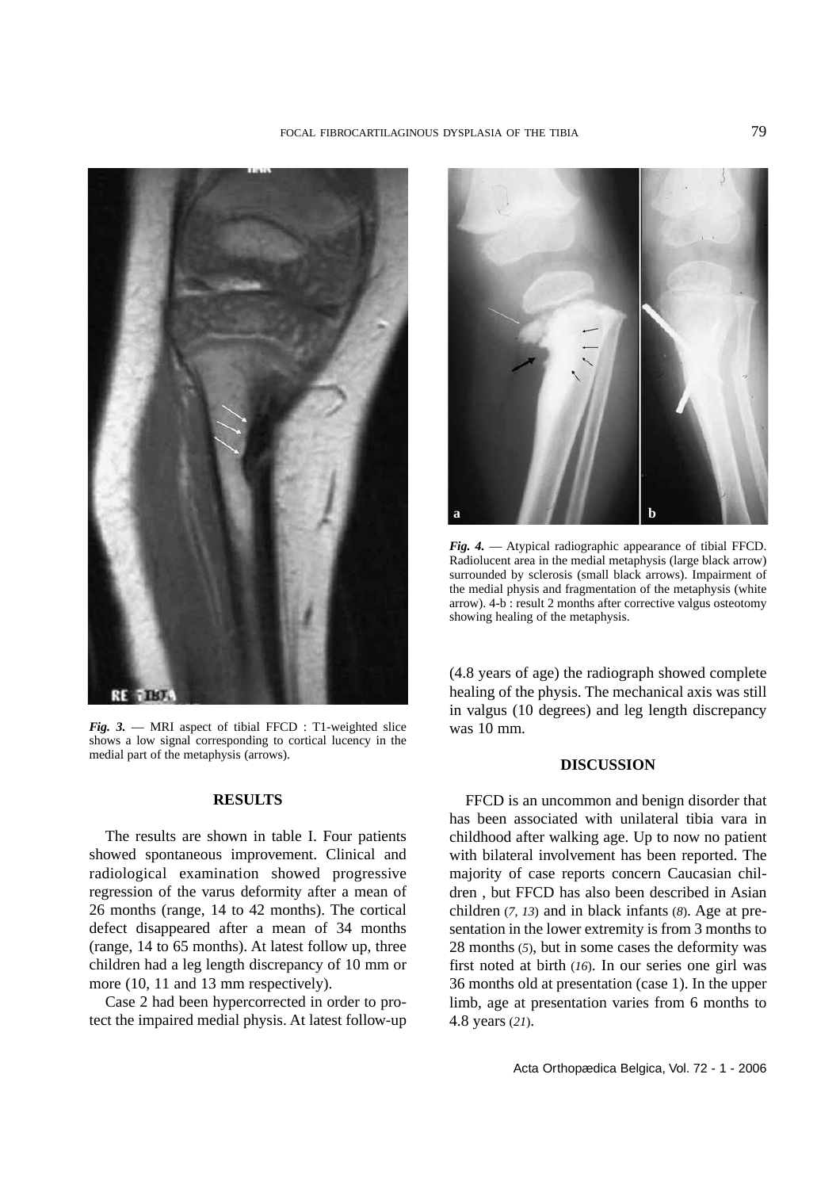*Fig. 3.* — MRI aspect of tibial FFCD : T1-weighted slice shows a low signal corresponding to cortical lucency in the medial part of the metaphysis (arrows).

*Fig. 4.* — Atypical radiographic appearance of tibial FFCD. Radiolucent area in the medial metaphysis (large black arrow) surrounded by sclerosis (small black arrows). Impairment of the medial physis and fragmentation of the metaphysis (white arrow). 4-b : result 2 months after corrective valgus osteotomy showing healing of the metaphysis.

## RESULTS

The results are shown in table I. Four patients showed spontaneous improvement. Clinical and radiological examination showed progressive regression of the varus deformity after a mean of 26 months (range, 14 to 42 months). The cortical defect disappeared after a mean of 34 months (range, 14 to 65 months). At latest follow up, three children had a leg length discrepancy of 10 mm or more (10, 11 and 13 mm respectively).

Case 2 had been hypercorrected in order to protect the impaired medial physis. At latest follow-up (4.8 years of age) the radiograph showed complete healing of the physis. The mechanical axis was still in valgus (10 degrees) and leg length discrepancy was 10 mm.

## DISCUSSION

FFCD is an uncommon and benign disorder that has been associated with unilateral tibia vara in childhood after walking age. Up to now no patient with bilateral involvement has been reported. The majority of case reports concern Caucasian children , but FFCD has also been described in Asian children (*7, 13*) and in black infants (*8*). Age at presentation in the lower extremity is from 3 months to 28 months (*5*), but in some cases the deformity was first noted at birth (*16*). In our series one girl was 36 months old at presentation (case 1). In the upper limb, age at presentation varies from 6 months to 4.8 years (*21*).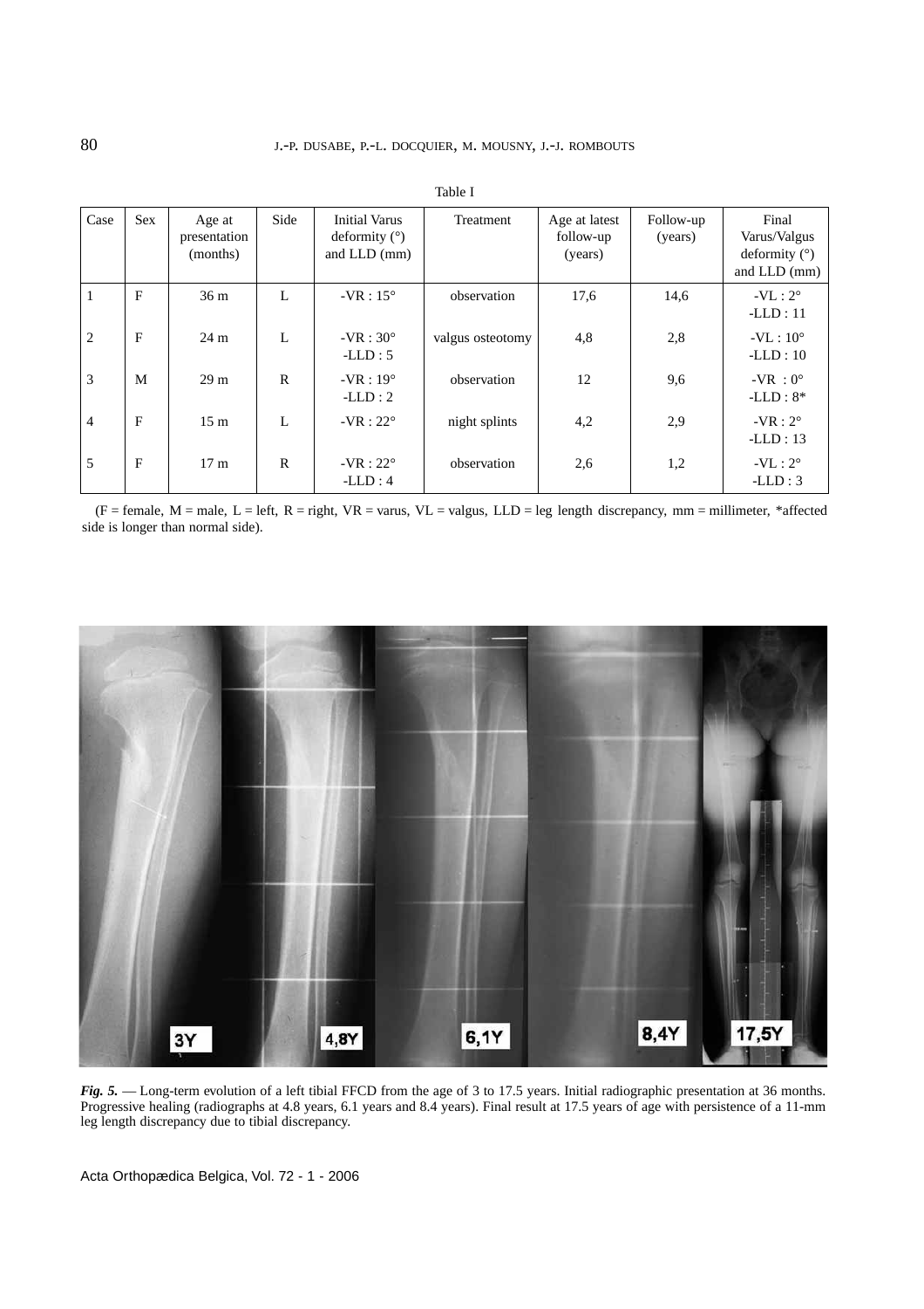Table I

| Case | Sex | Age at presentation (months) | Side | Initial Varus deformity (°) and LLD (mm) | Treatment | Age at latest follow-up (years) | Follow-up (years) | Final Varus/Valgus deformity (°) and LLD (mm) |
|---|---|---|---|---|---|---|---|---|
| 1 | F | 36 m | L | -VR : 15° | observation | 17,6 | 14,6 | -VL : 2° -LLD : 11 |
| 2 | F | 24 m | L | -VR : 30° -LLD : 5 | valgus osteotomy | 4,8 | 2,8 | -VL : 10° -LLD : 10 |
| 3 | M | 29 m | R | -VR : 19° -LLD : 2 | observation | 12 | 9,6 | -VR : 0° -LLD : 8* |
| 4 | F | 15 m | L | -VR : 22° | night splints | 4,2 | 2,9 | -VR : 2° -LLD : 13 |
| 5 | F | 17 m | R | -VR : 22° -LLD : 4 | observation | 2,6 | 1,2 | -VL : 2° -LLD : 3 |

(F = female, M = male, L = left, R = right, VR = varus, VL = valgus, LLD = leg length discrepancy, mm = millimeter, *affected side is longer than normal side).

***Fig. 5.*** — Long-term evolution of a left tibial FFCD from the age of 3 to 17.5 years. Initial radiographic presentation at 36 months. Progressive healing (radiographs at 4.8 years, 6.1 years and 8.4 years). Final result at 17.5 years of age with persistence of a 11-mm leg length discrepancy due to tibial discrepancy.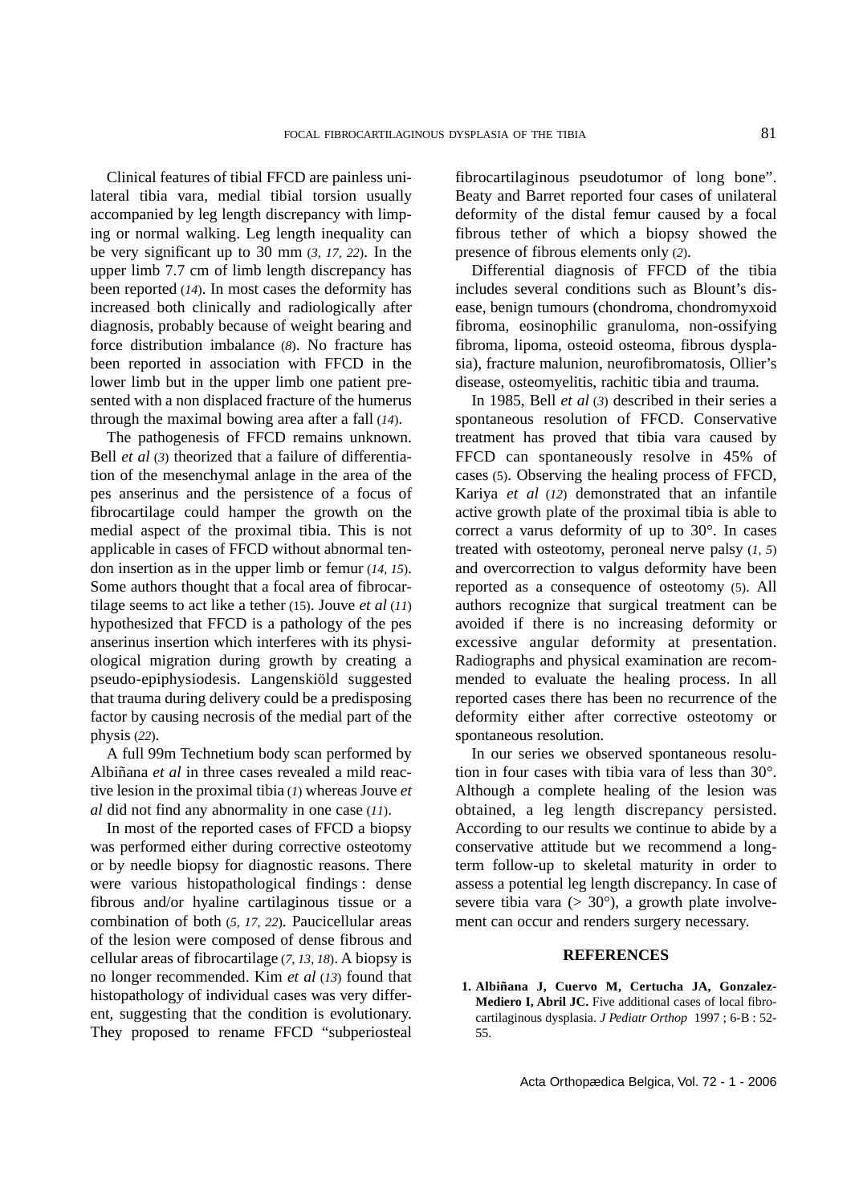Clinical features of tibial FFCD are painless unilateral tibia vara, medial tibial torsion usually accompanied by leg length discrepancy with limping or normal walking. Leg length inequality can be very significant up to 30 mm (*3, 17, 22*). In the upper limb 7.7 cm of limb length discrepancy has been reported (*14*). In most cases the deformity has increased both clinically and radiologically after diagnosis, probably because of weight bearing and force distribution imbalance (*8*). No fracture has been reported in association with FFCD in the lower limb but in the upper limb one patient presented with a non displaced fracture of the humerus through the maximal bowing area after a fall (*14*).

The pathogenesis of FFCD remains unknown. Bell *et al* (*3*) theorized that a failure of differentiation of the mesenchymal anlage in the area of the pes anserinus and the persistence of a focus of fibrocartilage could hamper the growth on the medial aspect of the proximal tibia. This is not applicable in cases of FFCD without abnormal tendon insertion as in the upper limb or femur (*14, 15*). Some authors thought that a focal area of fibrocartilage seems to act like a tether (15). Jouve *et al* (*11*) hypothesized that FFCD is a pathology of the pes anserinus insertion which interferes with its physiological migration during growth by creating a pseudo-epiphysiodesis. Langenskiöld suggested that trauma during delivery could be a predisposing factor by causing necrosis of the medial part of the physis (*22*).

A full 99m Technetium body scan performed by Albiñana *et al* in three cases revealed a mild reactive lesion in the proximal tibia (*1*) whereas Jouve *et al* did not find any abnormality in one case (*11*).

In most of the reported cases of FFCD a biopsy was performed either during corrective osteotomy or by needle biopsy for diagnostic reasons. There were various histopathological findings : dense fibrous and/or hyaline cartilaginous tissue or a combination of both (*5, 17, 22*). Paucicellular areas of the lesion were composed of dense fibrous and cellular areas of fibrocartilage (*7, 13, 18*). A biopsy is no longer recommended. Kim *et al* (*13*) found that histopathology of individual cases was very different, suggesting that the condition is evolutionary. They proposed to rename FFCD "subperiosteal fibrocartilaginous pseudotumor of long bone". Beaty and Barret reported four cases of unilateral deformity of the distal femur caused by a focal fibrous tether of which a biopsy showed the presence of fibrous elements only (*2*).

Differential diagnosis of FFCD of the tibia includes several conditions such as Blount's disease, benign tumours (chondroma, chondromyxoid fibroma, eosinophilic granuloma, non-ossifying fibroma, lipoma, osteoid osteoma, fibrous dysplasia), fracture malunion, neurofibromatosis, Ollier's disease, osteomyelitis, rachitic tibia and trauma.

In 1985, Bell *et al* (*3*) described in their series a spontaneous resolution of FFCD. Conservative treatment has proved that tibia vara caused by FFCD can spontaneously resolve in 45% of cases (5). Observing the healing process of FFCD, Kariya *et al* (*12*) demonstrated that an infantile active growth plate of the proximal tibia is able to correct a varus deformity of up to 30°. In cases treated with osteotomy, peroneal nerve palsy (*1, 5*) and overcorrection to valgus deformity have been reported as a consequence of osteotomy (5). All authors recognize that surgical treatment can be avoided if there is no increasing deformity or excessive angular deformity at presentation. Radiographs and physical examination are recommended to evaluate the healing process. In all reported cases there has been no recurrence of the deformity either after corrective osteotomy or spontaneous resolution.

In our series we observed spontaneous resolution in four cases with tibia vara of less than 30°. Although a complete healing of the lesion was obtained, a leg length discrepancy persisted. According to our results we continue to abide by a conservative attitude but we recommend a long-term follow-up to skeletal maturity in order to assess a potential leg length discrepancy. In case of severe tibia vara (> 30°), a growth plate involvement can occur and renders surgery necessary.

## REFERENCES

1. **Albiñana J, Cuervo M, Certucha JA, Gonzalez-Mediero I, Abril JC.** Five additional cases of local fibrocartilaginous dysplasia. *J Pediatr Orthop* 1997 ; 6-B : 52-55.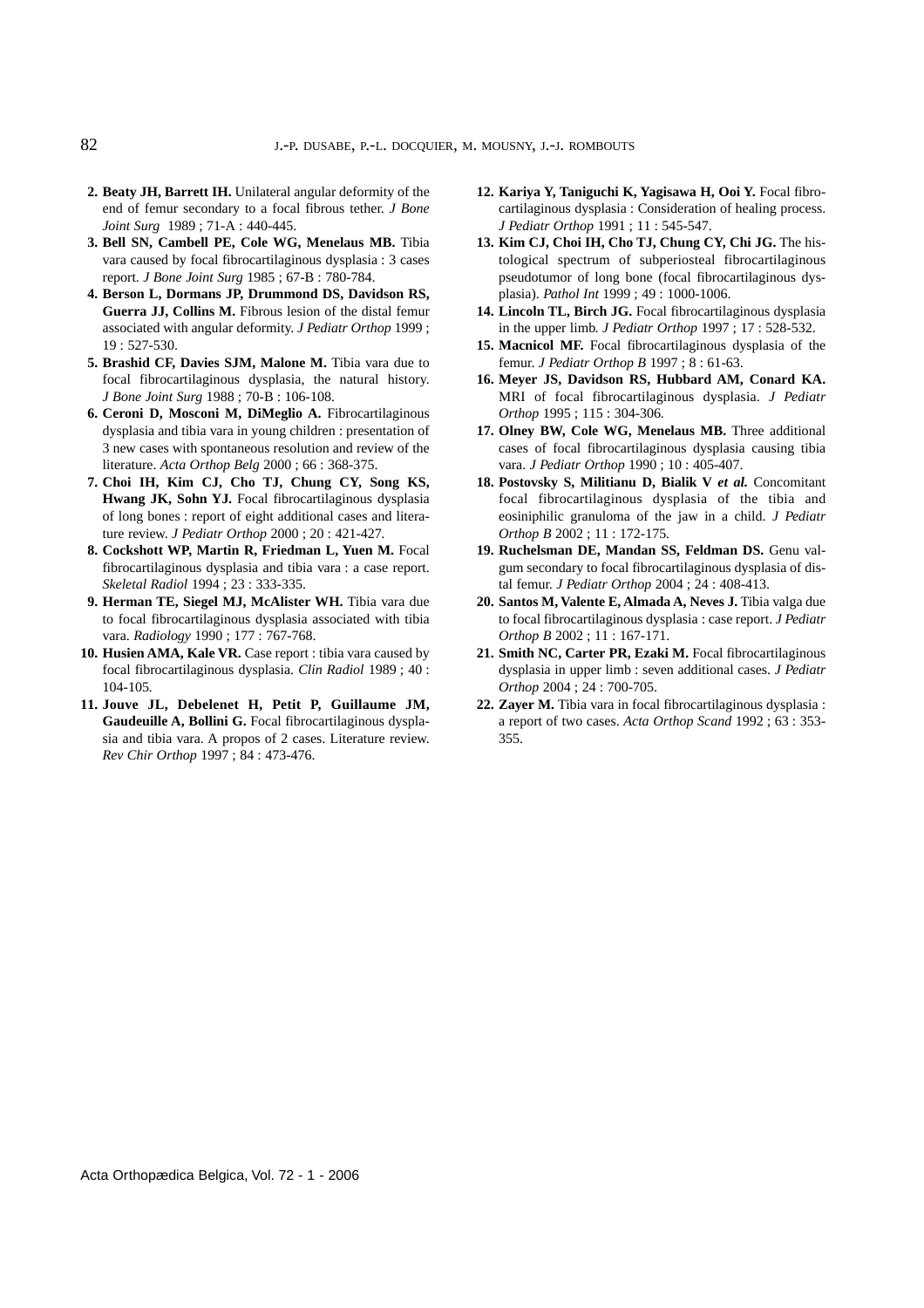2. **Beaty JH, Barrett IH.** Unilateral angular deformity of the end of femur secondary to a focal fibrous tether. *J Bone Joint Surg* 1989 ; 71-A : 440-445.
3. **Bell SN, Cambell PE, Cole WG, Menelaus MB.** Tibia vara caused by focal fibrocartilaginous dysplasia : 3 cases report. *J Bone Joint Surg* 1985 ; 67-B : 780-784.
4. **Berson L, Dormans JP, Drummond DS, Davidson RS, Guerra JJ, Collins M.** Fibrous lesion of the distal femur associated with angular deformity. *J Pediatr Orthop* 1999 ; 19 : 527-530.
5. **Brashid CF, Davies SJM, Malone M.** Tibia vara due to focal fibrocartilaginous dysplasia, the natural history. *J Bone Joint Surg* 1988 ; 70-B : 106-108.
6. **Ceroni D, Mosconi M, DiMeglio A.** Fibrocartilaginous dysplasia and tibia vara in young children : presentation of 3 new cases with spontaneous resolution and review of the literature. *Acta Orthop Belg* 2000 ; 66 : 368-375.
7. **Choi IH, Kim CJ, Cho TJ, Chung CY, Song KS, Hwang JK, Sohn YJ.** Focal fibrocartilaginous dysplasia of long bones : report of eight additional cases and literature review. *J Pediatr Orthop* 2000 ; 20 : 421-427.
8. **Cockshott WP, Martin R, Friedman L, Yuen M.** Focal fibrocartilaginous dysplasia and tibia vara : a case report. *Skeletal Radiol* 1994 ; 23 : 333-335.
9. **Herman TE, Siegel MJ, McAlister WH.** Tibia vara due to focal fibrocartilaginous dysplasia associated with tibia vara. *Radiology* 1990 ; 177 : 767-768.
10. **Husien AMA, Kale VR.** Case report : tibia vara caused by focal fibrocartilaginous dysplasia. *Clin Radiol* 1989 ; 40 : 104-105.
11. **Jouve JL, Debelenet H, Petit P, Guillaume JM, Gaudeuille A, Bollini G.** Focal fibrocartilaginous dysplasia and tibia vara. A propos of 2 cases. Literature review. *Rev Chir Orthop* 1997 ; 84 : 473-476.
12. **Kariya Y, Taniguchi K, Yagisawa H, Ooi Y.** Focal fibrocartilaginous dysplasia : Consideration of healing process. *J Pediatr Orthop* 1991 ; 11 : 545-547.
13. **Kim CJ, Choi IH, Cho TJ, Chung CY, Chi JG.** The histological spectrum of subperiosteal fibrocartilaginous pseudotumor of long bone (focal fibrocartilaginous dysplasia). *Pathol Int* 1999 ; 49 : 1000-1006.
14. **Lincoln TL, Birch JG.** Focal fibrocartilaginous dysplasia in the upper limb. *J Pediatr Orthop* 1997 ; 17 : 528-532.
15. **Macnicol MF.** Focal fibrocartilaginous dysplasia of the femur. *J Pediatr Orthop B* 1997 ; 8 : 61-63.
16. **Meyer JS, Davidson RS, Hubbard AM, Conard KA.** MRI of focal fibrocartilaginous dysplasia. *J Pediatr Orthop* 1995 ; 115 : 304-306.
17. **Olney BW, Cole WG, Menelaus MB.** Three additional cases of focal fibrocartilaginous dysplasia causing tibia vara. *J Pediatr Orthop* 1990 ; 10 : 405-407.
18. **Postovsky S, Militianu D, Bialik V *et al.*** Concomitant focal fibrocartilaginous dysplasia of the tibia and eosiniphilic granuloma of the jaw in a child. *J Pediatr Orthop B* 2002 ; 11 : 172-175.
19. **Ruchelsman DE, Mandan SS, Feldman DS.** Genu valgum secondary to focal fibrocartilaginous dysplasia of distal femur. *J Pediatr Orthop* 2004 ; 24 : 408-413.
20. **Santos M, Valente E, Almada A, Neves J.** Tibia valga due to focal fibrocartilaginous dysplasia : case report. *J Pediatr Orthop B* 2002 ; 11 : 167-171.
21. **Smith NC, Carter PR, Ezaki M.** Focal fibrocartilaginous dysplasia in upper limb : seven additional cases. *J Pediatr Orthop* 2004 ; 24 : 700-705.
22. **Zayer M.** Tibia vara in focal fibrocartilaginous dysplasia : a report of two cases. *Acta Orthop Scand* 1992 ; 63 : 353-355.